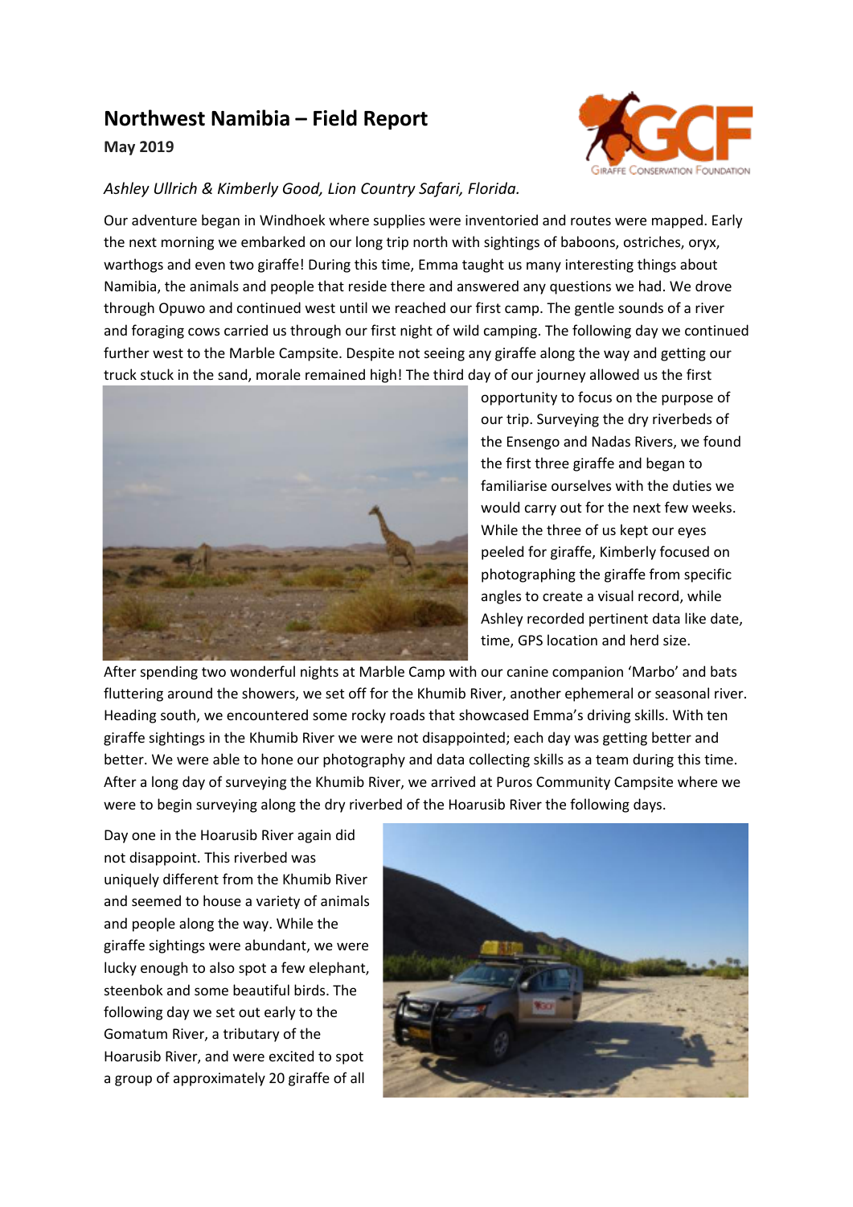# Northwest Namibia – Field Report

**May 2019**

*Ashley Ullrich & Kimberly Good, Lion Country Safari, Florida.*

Our adventure began in Windhoek where supplies were inventoried and routes were mapped. Early the next morning we embarked on our long trip north with sightings of baboons, ostriches, oryx, warthogs and even two giraffe! During this time, Emma taught us many interesting things about Namibia, the animals and people that reside there and answered any questions we had. We drove through Opuwo and continued west until we reached our first camp. The gentle sounds of a river and foraging cows carried us through our first night of wild camping. The following day we continued further west to the Marble Campsite. Despite not seeing any giraffe along the way and getting our truck stuck in the sand, morale remained high! The third day of our journey allowed us the first opportunity to focus on the purpose of our trip. Surveying the dry riverbeds of the Ensengo and Nadas Rivers, we found the first three giraffe and began to familiarise ourselves with the duties we would carry out for the next few weeks. While the three of us kept our eyes peeled for giraffe, Kimberly focused on photographing the giraffe from specific angles to create a visual record, while Ashley recorded pertinent data like date, time, GPS location and herd size.

After spending two wonderful nights at Marble Camp with our canine companion 'Marbo' and bats fluttering around the showers, we set off for the Khumib River, another ephemeral or seasonal river. Heading south, we encountered some rocky roads that showcased Emma's driving skills. With ten giraffe sightings in the Khumib River we were not disappointed; each day was getting better and better. We were able to hone our photography and data collecting skills as a team during this time. After a long day of surveying the Khumib River, we arrived at Puros Community Campsite where we were to begin surveying along the dry riverbed of the Hoarusib River the following days.

Day one in the Hoarusib River again did not disappoint. This riverbed was uniquely different from the Khumib River and seemed to house a variety of animals and people along the way. While the giraffe sightings were abundant, we were lucky enough to also spot a few elephant, steenbok and some beautiful birds. The following day we set out early to the Gomatum River, a tributary of the Hoarusib River, and were excited to spot a group of approximately 20 giraffe of all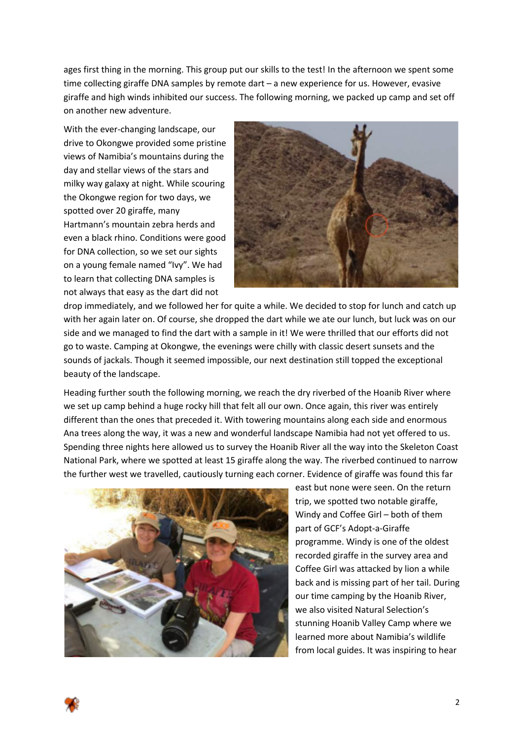ages first thing in the morning. This group put our skills to the test! In the afternoon we spent some time collecting giraffe DNA samples by remote dart – a new experience for us. However, evasive giraffe and high winds inhibited our success. The following morning, we packed up camp and set off on another new adventure.

With the ever-changing landscape, our drive to Okongwe provided some pristine views of Namibia's mountains during the day and stellar views of the stars and milky way galaxy at night. While scouring the Okongwe region for two days, we spotted over 20 giraffe, many Hartmann's mountain zebra herds and even a black rhino. Conditions were good for DNA collection, so we set our sights on a young female named "Ivy". We had to learn that collecting DNA samples is not always that easy as the dart did not drop immediately, and we followed her for quite a while. We decided to stop for lunch and catch up with her again later on. Of course, she dropped the dart while we ate our lunch, but luck was on our side and we managed to find the dart with a sample in it! We were thrilled that our efforts did not go to waste. Camping at Okongwe, the evenings were chilly with classic desert sunsets and the sounds of jackals. Though it seemed impossible, our next destination still topped the exceptional beauty of the landscape.

Heading further south the following morning, we reach the dry riverbed of the Hoanib River where we set up camp behind a huge rocky hill that felt all our own. Once again, this river was entirely different than the ones that preceded it. With towering mountains along each side and enormous Ana trees along the way, it was a new and wonderful landscape Namibia had not yet offered to us. Spending three nights here allowed us to survey the Hoanib River all the way into the Skeleton Coast National Park, where we spotted at least 15 giraffe along the way. The riverbed continued to narrow the further west we travelled, cautiously turning each corner. Evidence of giraffe was found this far east but none were seen. On the return trip, we spotted two notable giraffe, Windy and Coffee Girl – both of them part of GCF's Adopt-a-Giraffe programme. Windy is one of the oldest recorded giraffe in the survey area and Coffee Girl was attacked by lion a while back and is missing part of her tail. During our time camping by the Hoanib River, we also visited Natural Selection's stunning Hoanib Valley Camp where we learned more about Namibia's wildlife from local guides. It was inspiring to hear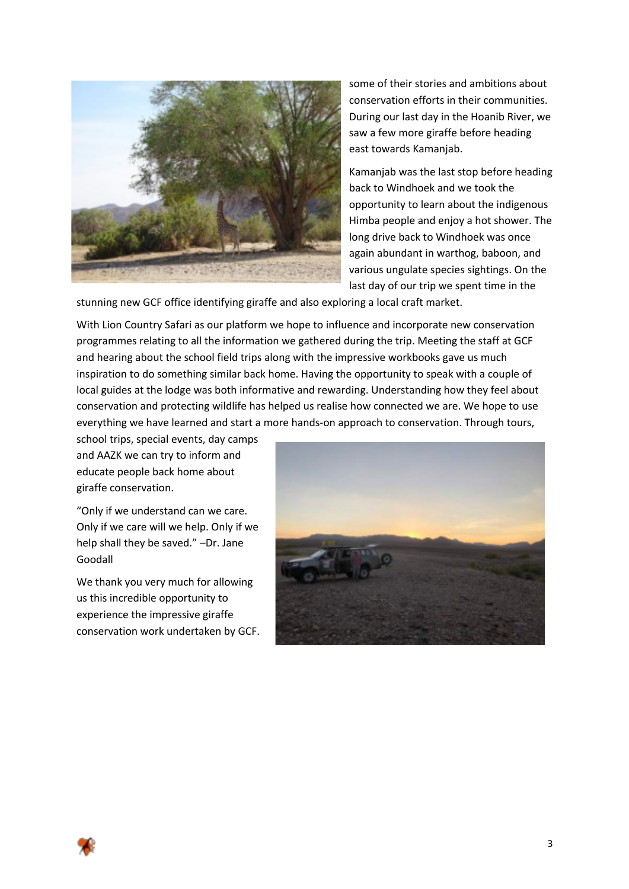some of their stories and ambitions about conservation efforts in their communities. During our last day in the Hoanib River, we saw a few more giraffe before heading east towards Kamanjab.

Kamanjab was the last stop before heading back to Windhoek and we took the opportunity to learn about the indigenous Himba people and enjoy a hot shower. The long drive back to Windhoek was once again abundant in warthog, baboon, and various ungulate species sightings. On the last day of our trip we spent time in the stunning new GCF office identifying giraffe and also exploring a local craft market.

With Lion Country Safari as our platform we hope to influence and incorporate new conservation programmes relating to all the information we gathered during the trip. Meeting the staff at GCF and hearing about the school field trips along with the impressive workbooks gave us much inspiration to do something similar back home. Having the opportunity to speak with a couple of local guides at the lodge was both informative and rewarding. Understanding how they feel about conservation and protecting wildlife has helped us realise how connected we are. We hope to use everything we have learned and start a more hands-on approach to conservation. Through tours, school trips, special events, day camps and AAZK we can try to inform and educate people back home about giraffe conservation.

"Only if we understand can we care. Only if we care will we help. Only if we help shall they be saved." –Dr. Jane Goodall

We thank you very much for allowing us this incredible opportunity to experience the impressive giraffe conservation work undertaken by GCF.